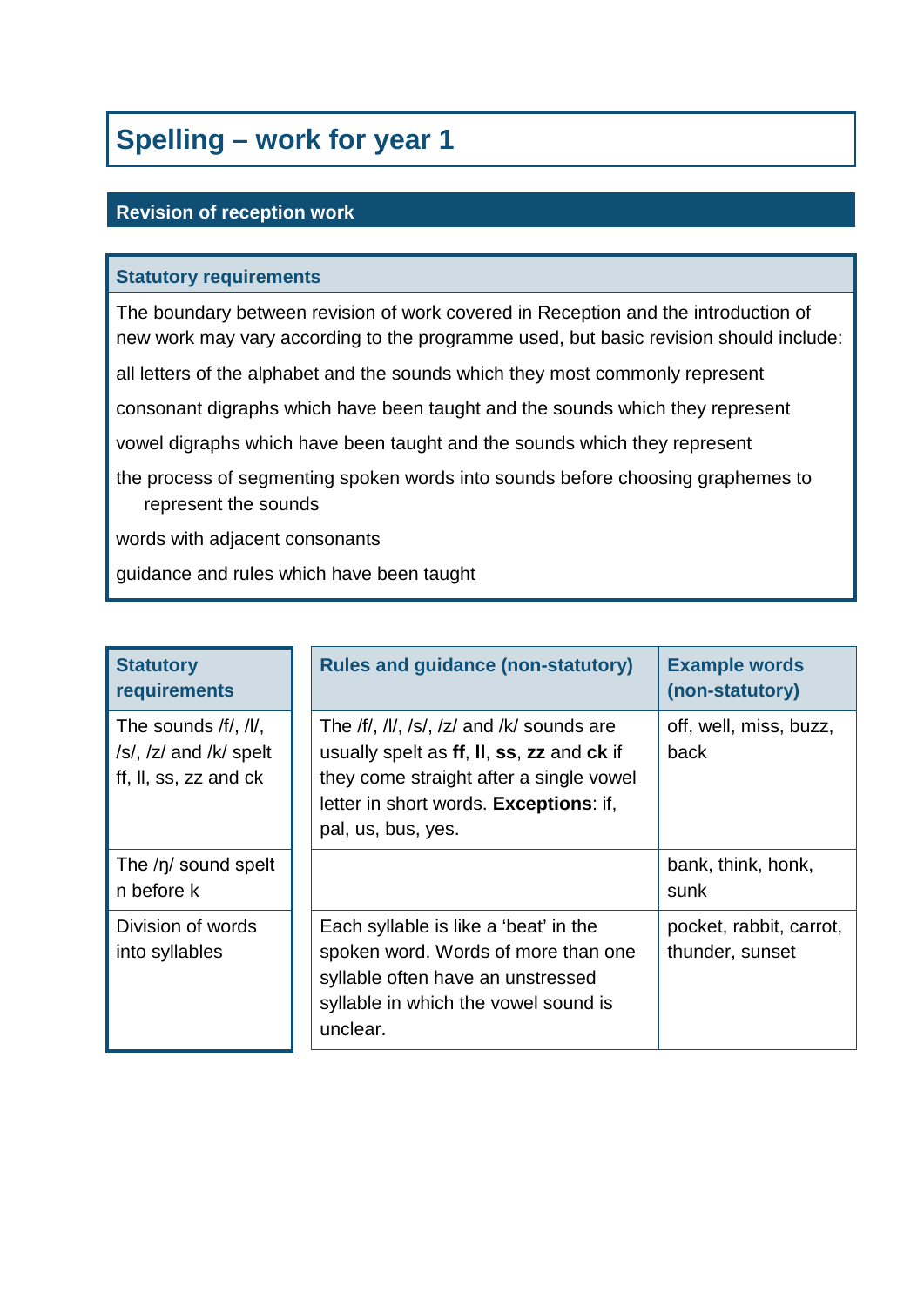# Spelling – work for year 1

## Revision of reception work

### Statutory requirements

The boundary between revision of work covered in Reception and the introduction of new work may vary according to the programme used, but basic revision should include:

all letters of the alphabet and the sounds which they most commonly represent

consonant digraphs which have been taught and the sounds which they represent

vowel digraphs which have been taught and the sounds which they represent

the process of segmenting spoken words into sounds before choosing graphemes to represent the sounds

words with adjacent consonants

guidance and rules which have been taught

| Statutory requirements | Rules and guidance (non-statutory) | Example words (non-statutory) |
|---|---|---|
| The sounds /f/, /l/, /s/, /z/ and /k/ spelt ff, ll, ss, zz and ck | The /f/, /l/, /s/, /z/ and /k/ sounds are usually spelt as **ff**, **ll**, **ss**, **zz** and **ck** if they come straight after a single vowel letter in short words. **Exceptions**: if, pal, us, bus, yes. | off, well, miss, buzz, back |
| The /ŋ/ sound spelt n before k | | bank, think, honk, sunk |
| Division of words into syllables | Each syllable is like a 'beat' in the spoken word. Words of more than one syllable often have an unstressed syllable in which the vowel sound is unclear. | pocket, rabbit, carrot, thunder, sunset |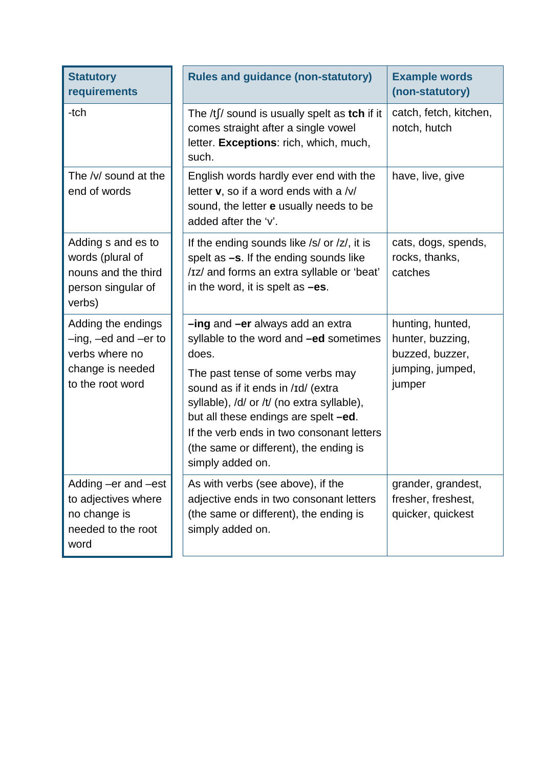| Statutory requirements | Rules and guidance (non-statutory) | Example words (non-statutory) |
| --- | --- | --- |
| -tch | The /tʃ/ sound is usually spelt as **tch** if it comes straight after a single vowel letter. **Exceptions**: rich, which, much, such. | catch, fetch, kitchen, notch, hutch |
| The /v/ sound at the end of words | English words hardly ever end with the letter **v**, so if a word ends with a /v/ sound, the letter **e** usually needs to be added after the 'v'. | have, live, give |
| Adding s and es to words (plural of nouns and the third person singular of verbs) | If the ending sounds like /s/ or /z/, it is spelt as **–s**. If the ending sounds like /ɪz/ and forms an extra syllable or 'beat' in the word, it is spelt as **–es**. | cats, dogs, spends, rocks, thanks, catches |
| Adding the endings –ing, –ed and –er to verbs where no change is needed to the root word | **–ing** and **–er** always add an extra syllable to the word and **–ed** sometimes does.<br><br>The past tense of some verbs may sound as if it ends in /ɪd/ (extra syllable), /d/ or /t/ (no extra syllable), but all these endings are spelt **–ed**.<br>If the verb ends in two consonant letters (the same or different), the ending is simply added on. | hunting, hunted, hunter, buzzing, buzzed, buzzer, jumping, jumped, jumper |
| Adding –er and –est to adjectives where no change is needed to the root word | As with verbs (see above), if the adjective ends in two consonant letters (the same or different), the ending is simply added on. | grander, grandest, fresher, freshest, quicker, quickest |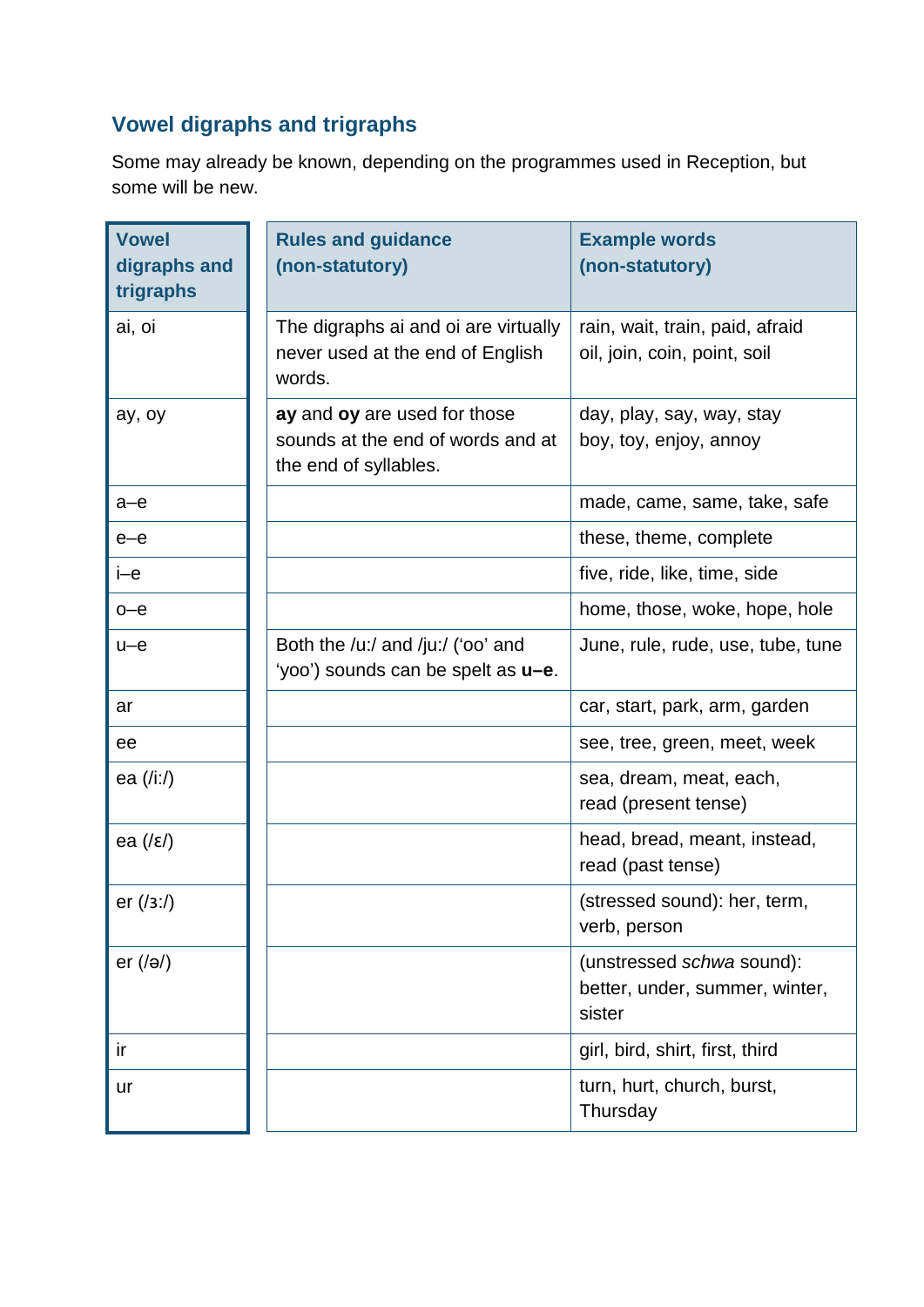### Vowel digraphs and trigraphs

Some may already be known, depending on the programmes used in Reception, but some will be new.

| Vowel digraphs and trigraphs | Rules and guidance (non-statutory) | Example words (non-statutory) |
|---|---|---|
| ai, oi | The digraphs ai and oi are virtually never used at the end of English words. | rain, wait, train, paid, afraid<br>oil, join, coin, point, soil |
| ay, oy | **ay** and **oy** are used for those sounds at the end of words and at the end of syllables. | day, play, say, way, stay<br>boy, toy, enjoy, annoy |
| a–e | | made, came, same, take, safe |
| e–e | | these, theme, complete |
| i–e | | five, ride, like, time, side |
| o–e | | home, those, woke, hope, hole |
| u–e | Both the /u:/ and /ju:/ ('oo' and 'yoo') sounds can be spelt as **u–e**. | June, rule, rude, use, tube, tune |
| ar | | car, start, park, arm, garden |
| ee | | see, tree, green, meet, week |
| ea (/i:/) | | sea, dream, meat, each, read (present tense) |
| ea (/ɛ/) | | head, bread, meant, instead, read (past tense) |
| er (/ɜ:/) | | (stressed sound): her, term, verb, person |
| er (/ə/) | | (unstressed *schwa* sound): better, under, summer, winter, sister |
| ir | | girl, bird, shirt, first, third |
| ur | | turn, hurt, church, burst, Thursday |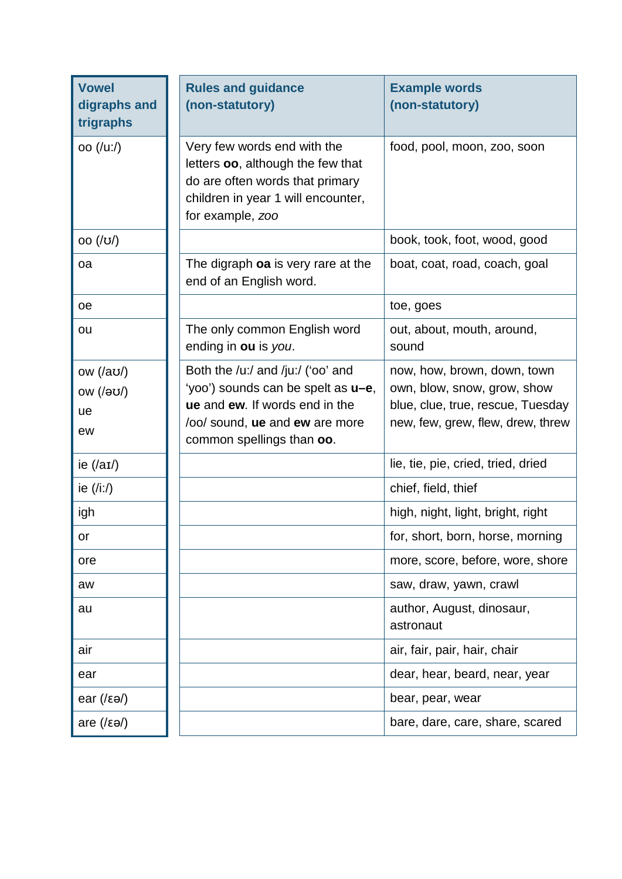| Vowel digraphs and trigraphs | Rules and guidance (non-statutory) | Example words (non-statutory) |
|---|---|---|
| oo (/uː/) | Very few words end with the letters **oo**, although the few that do are often words that primary children in year 1 will encounter, for example, *zoo* | food, pool, moon, zoo, soon |
| oo (/ʊ/) | | book, took, foot, wood, good |
| oa | The digraph **oa** is very rare at the end of an English word. | boat, coat, road, coach, goal |
| oe | | toe, goes |
| ou | The only common English word ending in **ou** is *you*. | out, about, mouth, around, sound |
| ow (/aʊ/)<br>ow (/əʊ/)<br>ue<br>ew | Both the /uː/ and /juː/ ('oo' and 'yoo') sounds can be spelt as **u–e**, **ue** and **ew**. If words end in the /oo/ sound, **ue** and **ew** are more common spellings than **oo**. | now, how, brown, down, town<br>own, blow, snow, grow, show<br>blue, clue, true, rescue, Tuesday<br>new, few, grew, flew, drew, threw |
| ie (/aɪ/) | | lie, tie, pie, cried, tried, dried |
| ie (/iː/) | | chief, field, thief |
| igh | | high, night, light, bright, right |
| or | | for, short, born, horse, morning |
| ore | | more, score, before, wore, shore |
| aw | | saw, draw, yawn, crawl |
| au | | author, August, dinosaur, astronaut |
| air | | air, fair, pair, hair, chair |
| ear | | dear, hear, beard, near, year |
| ear (/ɛə/) | | bear, pear, wear |
| are (/ɛə/) | | bare, dare, care, share, scared |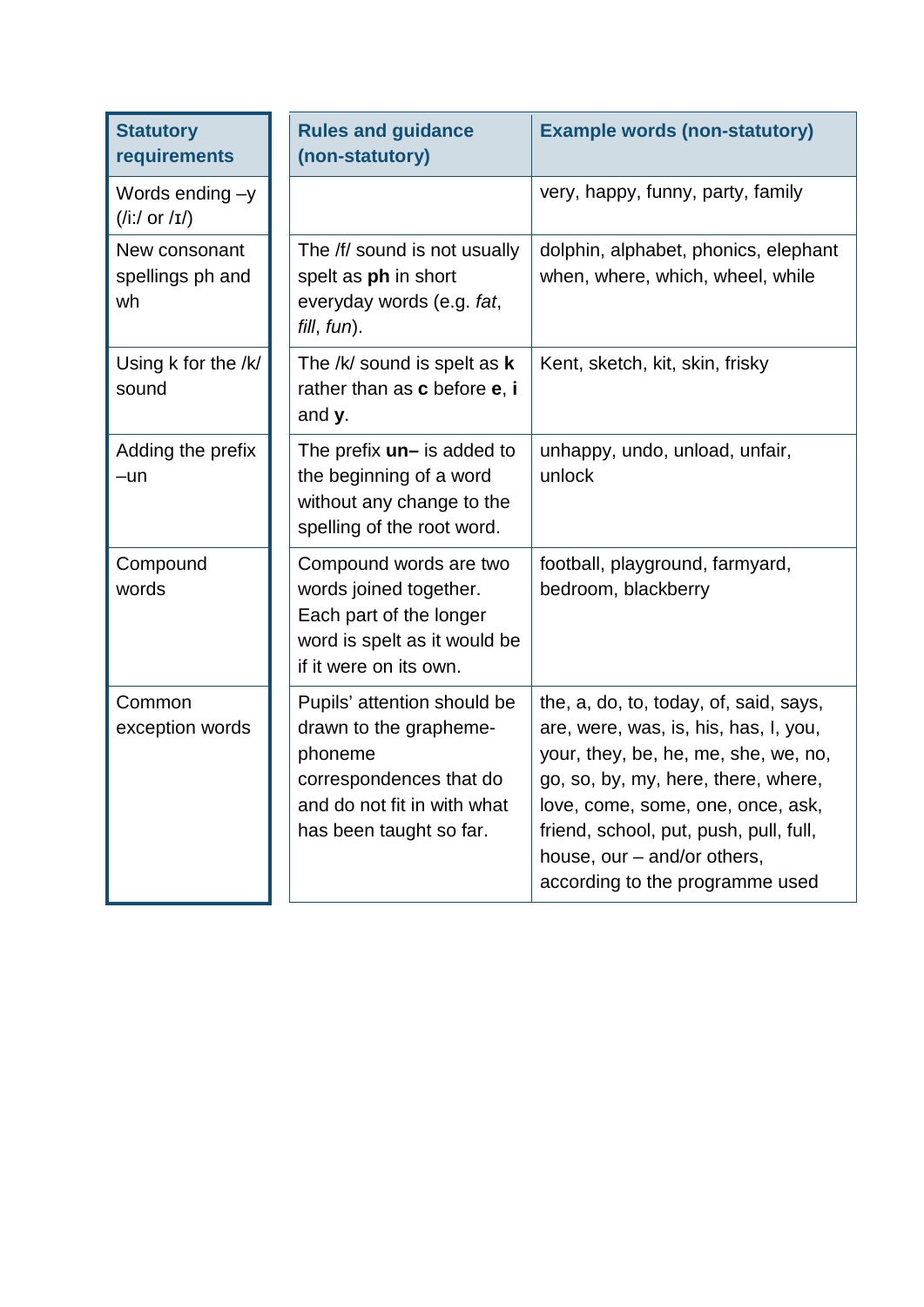| Statutory requirements | Rules and guidance (non-statutory) | Example words (non-statutory) |
|---|---|---|
| Words ending –y (/iː/ or /ɪ/) | | very, happy, funny, party, family |
| New consonant spellings ph and wh | The /f/ sound is not usually spelt as **ph** in short everyday words (e.g. *fat*, *fill*, *fun*). | dolphin, alphabet, phonics, elephant<br>when, where, which, wheel, while |
| Using k for the /k/ sound | The /k/ sound is spelt as **k** rather than as **c** before **e**, **i** and **y**. | Kent, sketch, kit, skin, frisky |
| Adding the prefix –un | The prefix **un–** is added to the beginning of a word without any change to the spelling of the root word. | unhappy, undo, unload, unfair, unlock |
| Compound words | Compound words are two words joined together. Each part of the longer word is spelt as it would be if it were on its own. | football, playground, farmyard, bedroom, blackberry |
| Common exception words | Pupils' attention should be drawn to the grapheme-phoneme correspondences that do and do not fit in with what has been taught so far. | the, a, do, to, today, of, said, says, are, were, was, is, his, has, I, you, your, they, be, he, me, she, we, no, go, so, by, my, here, there, where, love, come, some, one, once, ask, friend, school, put, push, pull, full, house, our – and/or others, according to the programme used |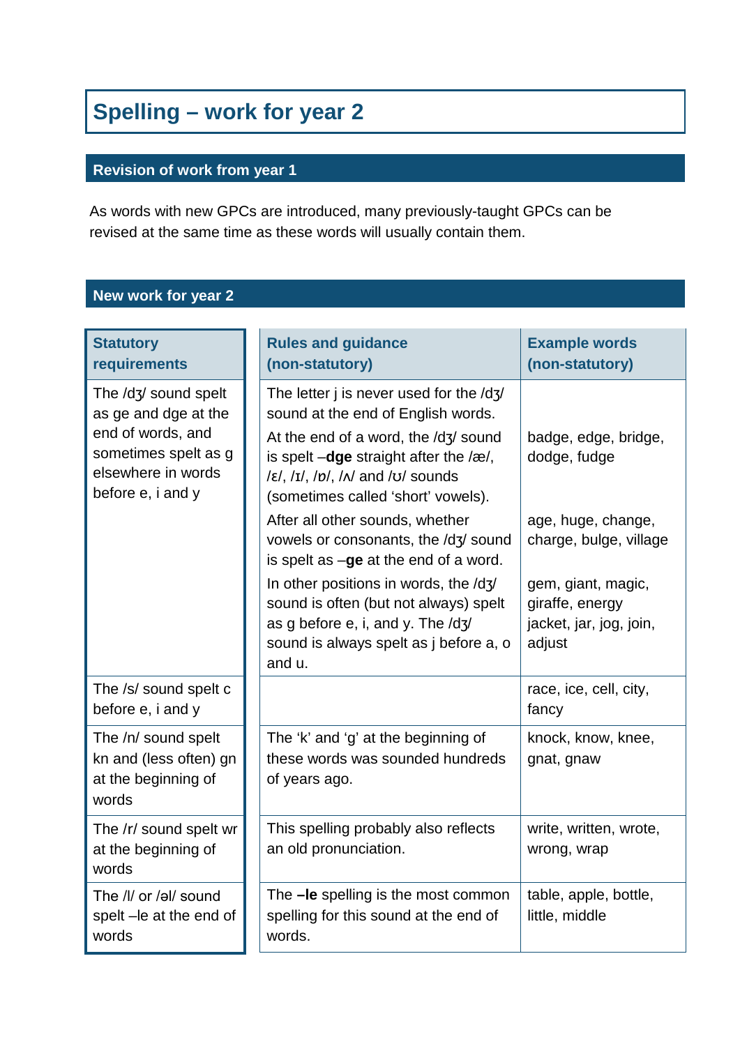# Spelling – work for year 2

## Revision of work from year 1

As words with new GPCs are introduced, many previously-taught GPCs can be revised at the same time as these words will usually contain them.

## New work for year 2

| Statutory requirements | Rules and guidance (non-statutory) | Example words (non-statutory) |
|---|---|---|
| The /dʒ/ sound spelt as ge and dge at the end of words, and sometimes spelt as g elsewhere in words before e, i and y | The letter j is never used for the /dʒ/ sound at the end of English words. | |
| | At the end of a word, the /dʒ/ sound is spelt –**dge** straight after the /æ/, /ɛ/, /ɪ/, /ɒ/, /ʌ/ and /ʊ/ sounds (sometimes called 'short' vowels). | badge, edge, bridge, dodge, fudge |
| | After all other sounds, whether vowels or consonants, the /dʒ/ sound is spelt as –**ge** at the end of a word. | age, huge, change, charge, bulge, village |
| | In other positions in words, the /dʒ/ sound is often (but not always) spelt as g before e, i, and y. The /dʒ/ sound is always spelt as j before a, o and u. | gem, giant, magic, giraffe, energy jacket, jar, jog, join, adjust |
| The /s/ sound spelt c before e, i and y | | race, ice, cell, city, fancy |
| The /n/ sound spelt kn and (less often) gn at the beginning of words | The 'k' and 'g' at the beginning of these words was sounded hundreds of years ago. | knock, know, knee, gnat, gnaw |
| The /r/ sound spelt wr at the beginning of words | This spelling probably also reflects an old pronunciation. | write, written, wrote, wrong, wrap |
| The /l/ or /əl/ sound spelt –le at the end of words | The **–le** spelling is the most common spelling for this sound at the end of words. | table, apple, bottle, little, middle |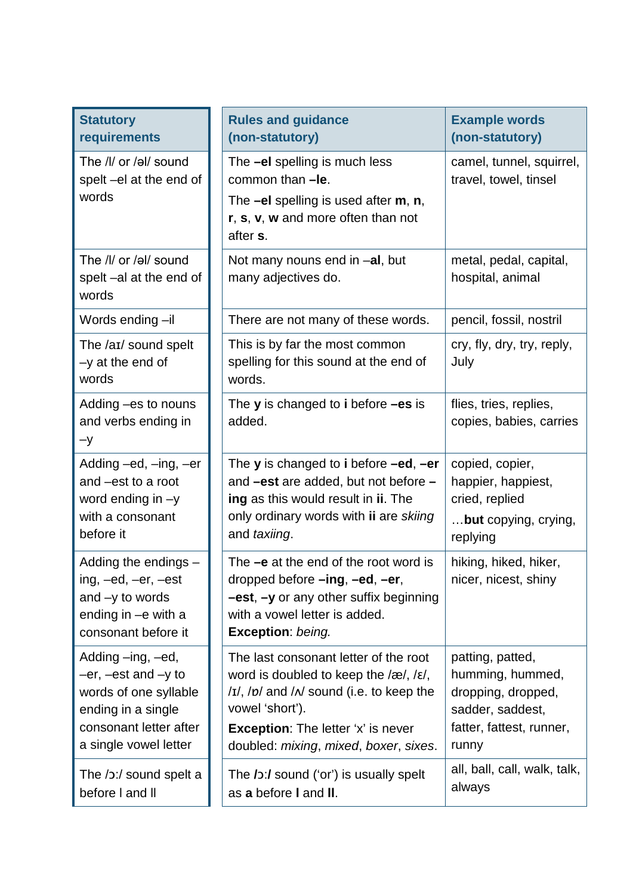| **Statutory requirements** | **Rules and guidance (non-statutory)** | **Example words (non-statutory)** |
|---|---|---|
| The /l/ or /əl/ sound spelt –el at the end of words | The **–el** spelling is much less common than **–le**. The **–el** spelling is used after **m**, **n**, **r**, **s**, **v**, **w** and more often than not after **s**. | camel, tunnel, squirrel, travel, towel, tinsel |
| The /l/ or /əl/ sound spelt –al at the end of words | Not many nouns end in –**al**, but many adjectives do. | metal, pedal, capital, hospital, animal |
| Words ending –il | There are not many of these words. | pencil, fossil, nostril |
| The /aɪ/ sound spelt –y at the end of words | This is by far the most common spelling for this sound at the end of words. | cry, fly, dry, try, reply, July |
| Adding –es to nouns and verbs ending in –y | The **y** is changed to **i** before **–es** is added. | flies, tries, replies, copies, babies, carries |
| Adding –ed, –ing, –er and –est to a root word ending in –y with a consonant before it | The **y** is changed to **i** before **–ed**, **–er** and **–est** are added, but not before **–ing** as this would result in **ii**. The only ordinary words with **ii** are *skiing* and *taxiing*. | copied, copier, happier, happiest, cried, replied …**but** copying, crying, replying |
| Adding the endings –ing, –ed, –er, –est and –y to words ending in –e with a consonant before it | The **–e** at the end of the root word is dropped before **–ing**, **–ed**, **–er**, **–est**, **–y** or any other suffix beginning with a vowel letter is added. **Exception**: *being.* | hiking, hiked, hiker, nicer, nicest, shiny |
| Adding –ing, –ed, –er, –est and –y to words of one syllable ending in a single consonant letter after a single vowel letter | The last consonant letter of the root word is doubled to keep the /æ/, /ɛ/, /ɪ/, /ɒ/ and /ʌ/ sound (i.e. to keep the vowel 'short'). **Exception**: The letter 'x' is never doubled: *mixing*, *mixed*, *boxer*, *sixes*. | patting, patted, humming, hummed, dropping, dropped, sadder, saddest, fatter, fattest, runner, runny |
| The /ɔː/ sound spelt a before l and ll | The **/ɔː/** sound ('or') is usually spelt as **a** before **l** and **ll**. | all, ball, call, walk, talk, always |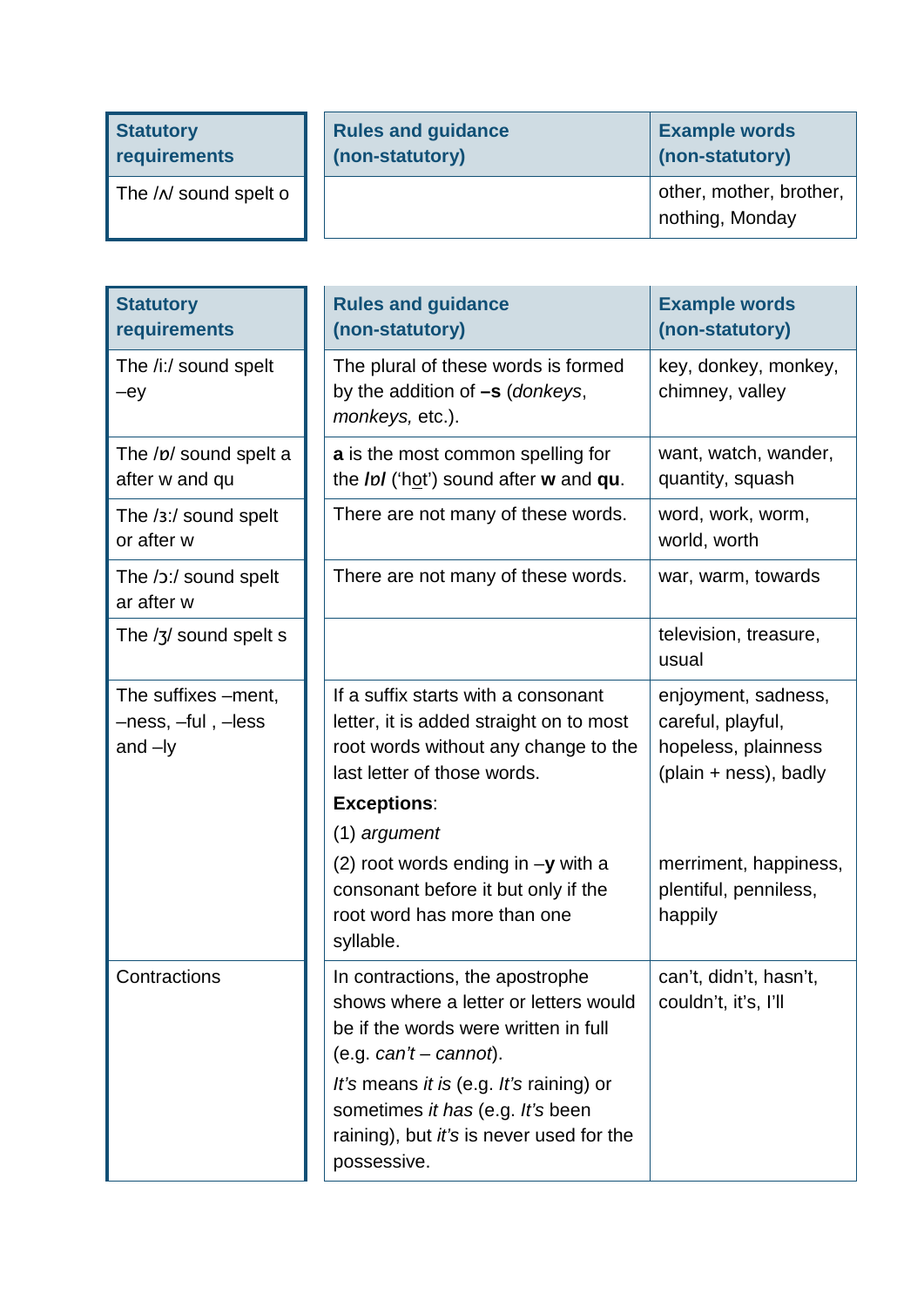| Statutory requirements | Rules and guidance (non-statutory) | Example words (non-statutory) |
|---|---|---|
| The /ʌ/ sound spelt o | | other, mother, brother, nothing, Monday |

| Statutory requirements | Rules and guidance (non-statutory) | Example words (non-statutory) |
|---|---|---|
| The /iː/ sound spelt –ey | The plural of these words is formed by the addition of **–s** (*donkeys*, *monkeys,* etc.). | key, donkey, monkey, chimney, valley |
| The /ɒ/ sound spelt a after w and qu | **a** is the most common spelling for the ***/ɒ/*** ('h<u>o</u>t') sound after **w** and **qu**. | want, watch, wander, quantity, squash |
| The /ɜː/ sound spelt or after w | There are not many of these words. | word, work, worm, world, worth |
| The /ɔː/ sound spelt ar after w | There are not many of these words. | war, warm, towards |
| The /ʒ/ sound spelt s | | television, treasure, usual |
| The suffixes –ment, –ness, –ful , –less and –ly | If a suffix starts with a consonant letter, it is added straight on to most root words without any change to the last letter of those words.<br>**Exceptions**:<br>(1) *argument*<br>(2) root words ending in –**y** with a consonant before it but only if the root word has more than one syllable. | enjoyment, sadness, careful, playful, hopeless, plainness (plain + ness), badly<br><br><br>merriment, happiness, plentiful, penniless, happily |
| Contractions | In contractions, the apostrophe shows where a letter or letters would be if the words were written in full (e.g. *can't – cannot*).<br>*It's* means *it is* (e.g. *It's* raining) or sometimes *it has* (e.g. *It's* been raining), but *it's* is never used for the possessive. | can't, didn't, hasn't, couldn't, it's, I'll |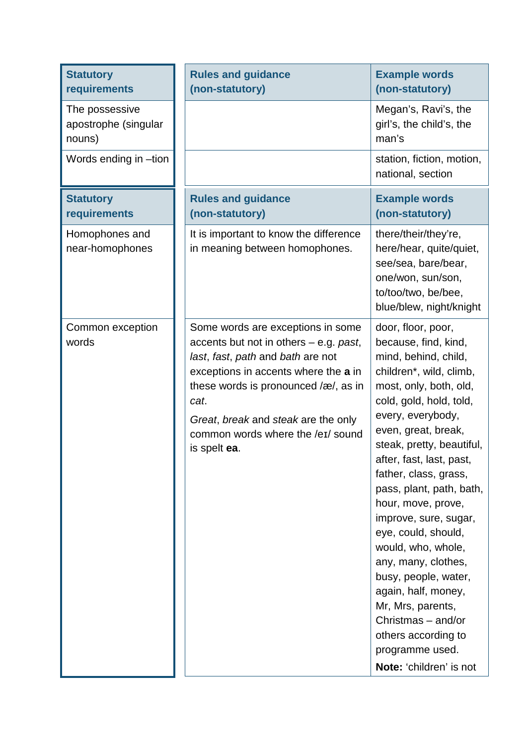| Statutory requirements | Rules and guidance (non-statutory) | Example words (non-statutory) |
|---|---|---|
| The possessive apostrophe (singular nouns) | | Megan's, Ravi's, the girl's, the child's, the man's |
| Words ending in –tion | | station, fiction, motion, national, section |

| Statutory requirements | Rules and guidance (non-statutory) | Example words (non-statutory) |
|---|---|---|
| Homophones and near-homophones | It is important to know the difference in meaning between homophones. | there/their/they're, here/hear, quite/quiet, see/sea, bare/bear, one/won, sun/son, to/too/two, be/bee, blue/blew, night/knight |
| Common exception words | Some words are exceptions in some accents but not in others – e.g. *past*, *last*, *fast*, *path* and *bath* are not exceptions in accents where the **a** in these words is pronounced /æ/, as in *cat*. <br> *Great*, *break* and *steak* are the only common words where the /eɪ/ sound is spelt **ea**. | door, floor, poor, because, find, kind, mind, behind, child, children*, wild, climb, most, only, both, old, cold, gold, hold, told, every, everybody, even, great, break, steak, pretty, beautiful, after, fast, last, past, father, class, grass, pass, plant, path, bath, hour, move, prove, improve, sure, sugar, eye, could, should, would, who, whole, any, many, clothes, busy, people, water, again, half, money, Mr, Mrs, parents, Christmas – and/or others according to programme used. <br> **Note:** 'children' is not |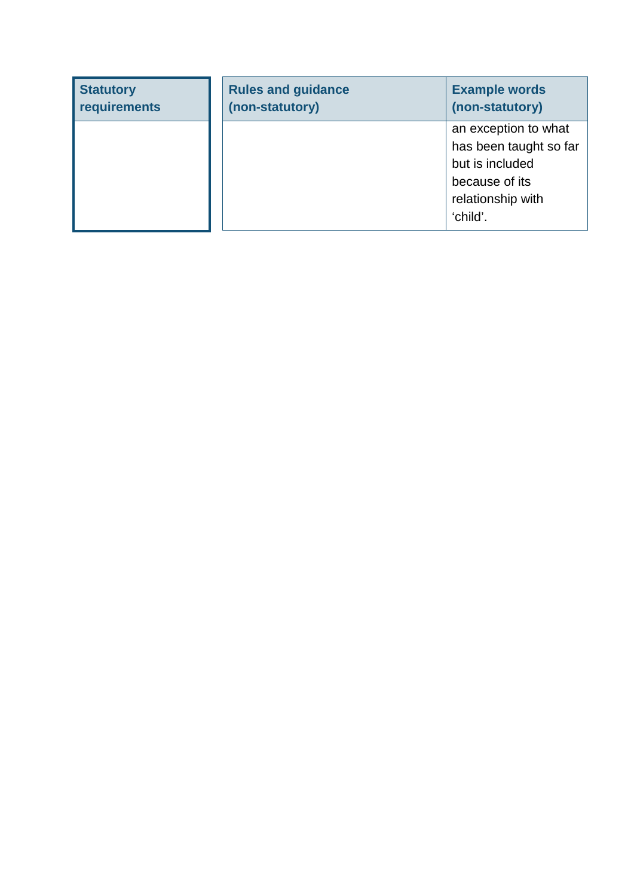| Statutory requirements | Rules and guidance (non-statutory) | Example words (non-statutory) |
|---|---|---|
| | | an exception to what has been taught so far but is included because of its relationship with ‘child’. |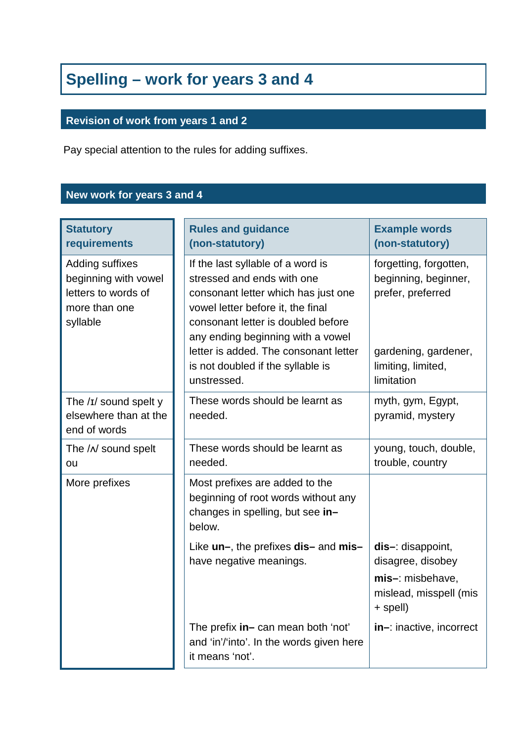## Spelling – work for years 3 and 4

### Revision of work from years 1 and 2

Pay special attention to the rules for adding suffixes.

### New work for years 3 and 4

| Statutory requirements | Rules and guidance (non-statutory) | Example words (non-statutory) |
|---|---|---|
| Adding suffixes beginning with vowel letters to words of more than one syllable | If the last syllable of a word is stressed and ends with one consonant letter which has just one vowel letter before it, the final consonant letter is doubled before any ending beginning with a vowel letter is added. The consonant letter is not doubled if the syllable is unstressed. | forgetting, forgotten, beginning, beginner, prefer, preferred<br><br>gardening, gardener, limiting, limited, limitation |
| The /ɪ/ sound spelt y elsewhere than at the end of words | These words should be learnt as needed. | myth, gym, Egypt, pyramid, mystery |
| The /ʌ/ sound spelt ou | These words should be learnt as needed. | young, touch, double, trouble, country |
| More prefixes | Most prefixes are added to the beginning of root words without any changes in spelling, but see **in–** below.<br><br>Like **un–**, the prefixes **dis–** and **mis–** have negative meanings.<br><br>The prefix **in–** can mean both 'not' and 'in'/'into'. In the words given here it means 'not'. | <br><br>**dis–**: disappoint, disagree, disobey<br>**mis–**: misbehave, mislead, misspell (mis + spell)<br><br>**in–**: inactive, incorrect |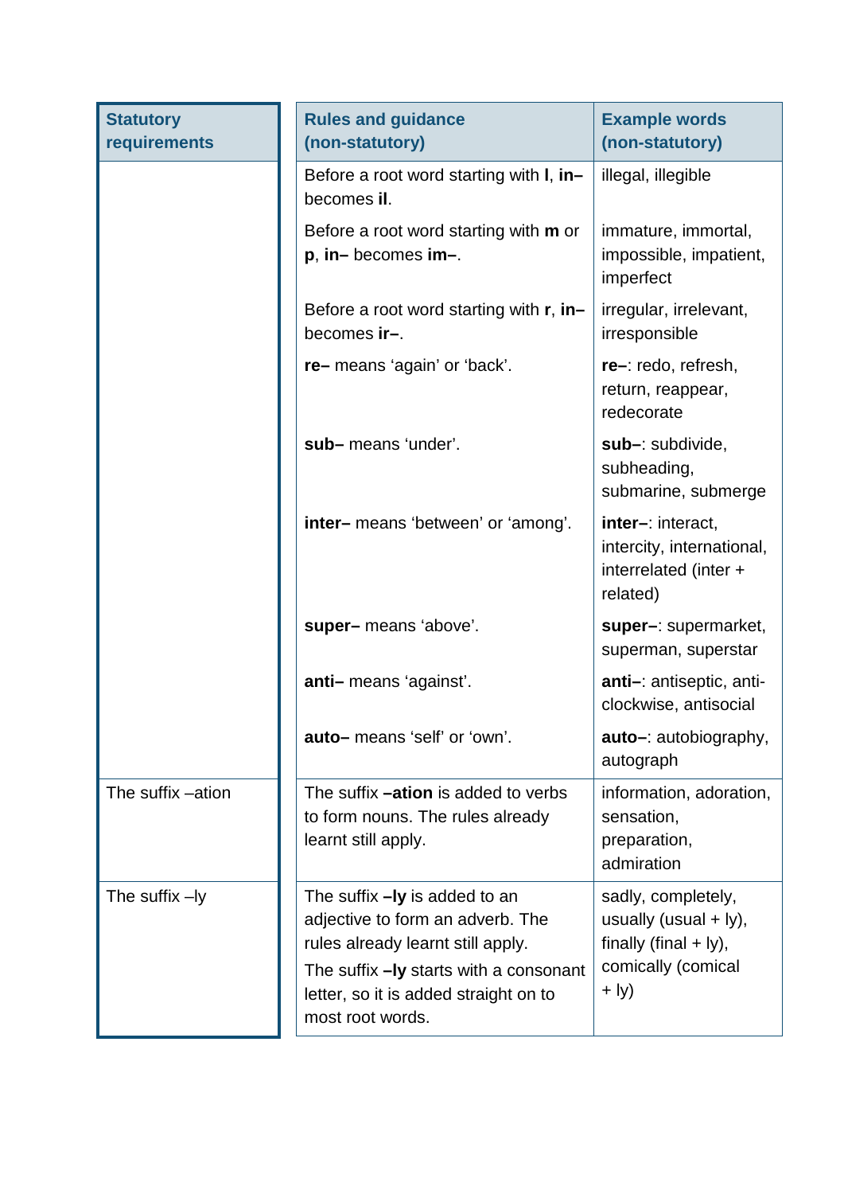| Statutory requirements | Rules and guidance (non-statutory) | Example words (non-statutory) |
|---|---|---|
| | Before a root word starting with **l**, **in–** becomes **il**. | illegal, illegible |
| | Before a root word starting with **m** or **p**, **in–** becomes **im–**. | immature, immortal, impossible, impatient, imperfect |
| | Before a root word starting with **r**, **in–** becomes **ir–**. | irregular, irrelevant, irresponsible |
| | **re–** means 'again' or 'back'. | **re–**: redo, refresh, return, reappear, redecorate |
| | **sub–** means 'under'. | **sub–**: subdivide, subheading, submarine, submerge |
| | **inter–** means 'between' or 'among'. | **inter–**: interact, intercity, international, interrelated (inter + related) |
| | **super–** means 'above'. | **super–**: supermarket, superman, superstar |
| | **anti–** means 'against'. | **anti–**: antiseptic, anti-clockwise, antisocial |
| | **auto–** means 'self' or 'own'. | **auto–**: autobiography, autograph |
| The suffix –ation | The suffix **–ation** is added to verbs to form nouns. The rules already learnt still apply. | information, adoration, sensation, preparation, admiration |
| The suffix –ly | The suffix **–ly** is added to an adjective to form an adverb. The rules already learnt still apply. The suffix **–ly** starts with a consonant letter, so it is added straight on to most root words. | sadly, completely, usually (usual + ly), finally (final + ly), comically (comical + ly) |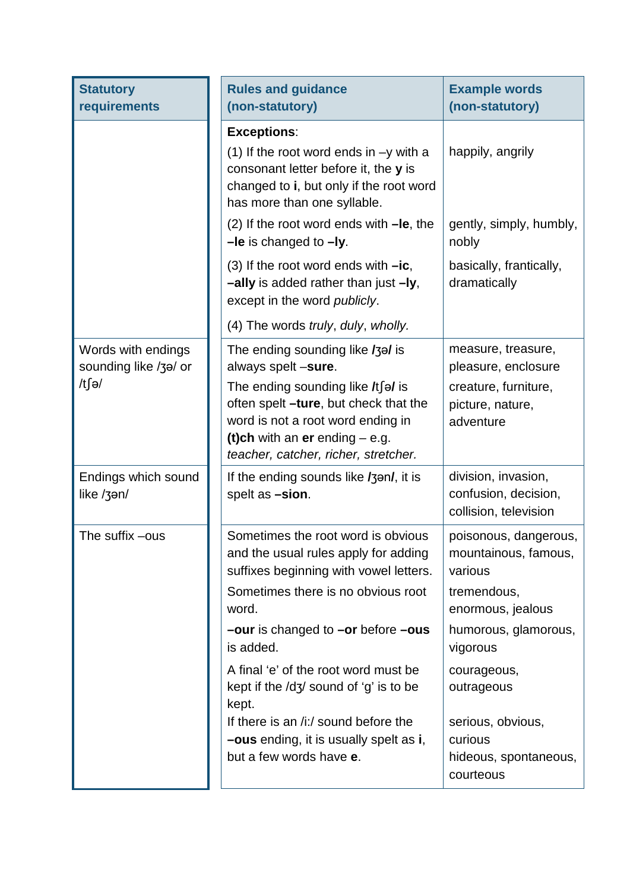| Statutory requirements | Rules and guidance (non-statutory) | Example words (non-statutory) |
|---|---|---|
| | **Exceptions**:<br>(1) If the root word ends in –y with a consonant letter before it, the **y** is changed to **i**, but only if the root word has more than one syllable.<br>(2) If the root word ends with **–le**, the **–le** is changed to **–ly**.<br>(3) If the root word ends with **–ic**, **–ally** is added rather than just **–ly**, except in the word *publicly*.<br>(4) The words *truly*, *duly*, *wholly*. | happily, angrily<br><br>gently, simply, humbly, nobly<br><br>basically, frantically, dramatically |
| Words with endings sounding like /ʒə/ or /tʃə/ | The ending sounding like **/ʒə/** is always spelt –**sure**.<br>The ending sounding like **/tʃə/** is often spelt **–ture**, but check that the word is not a root word ending in **(t)ch** with an **er** ending – e.g. *teacher, catcher, richer, stretcher.* | measure, treasure, pleasure, enclosure<br>creature, furniture, picture, nature, adventure |
| Endings which sound like /ʒən/ | If the ending sounds like **/ʒən/**, it is spelt as **–sion**. | division, invasion, confusion, decision, collision, television |
| The suffix –ous | Sometimes the root word is obvious and the usual rules apply for adding suffixes beginning with vowel letters.<br>Sometimes there is no obvious root word.<br>**–our** is changed to **–or** before **–ous** is added.<br>A final 'e' of the root word must be kept if the /dʒ/ sound of 'g' is to be kept.<br>If there is an /i:/ sound before the **–ous** ending, it is usually spelt as **i**, but a few words have **e**. | poisonous, dangerous, mountainous, famous, various<br>tremendous, enormous, jealous<br>humorous, glamorous, vigorous<br>courageous, outrageous<br><br>serious, obvious, curious<br>hideous, spontaneous, courteous |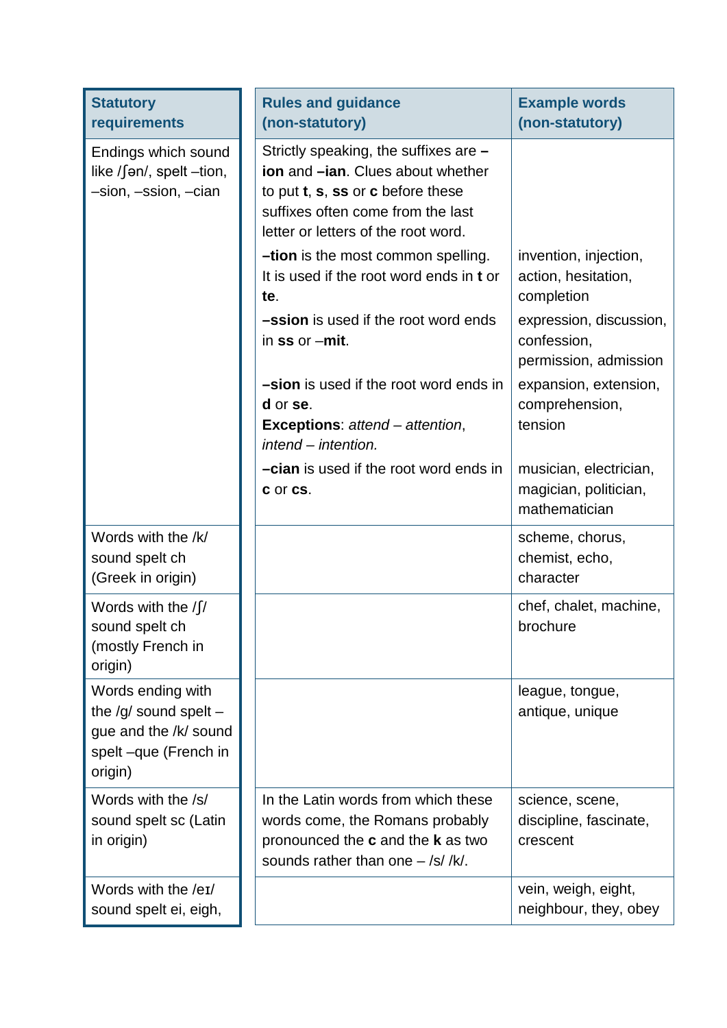| Statutory requirements | Rules and guidance (non-statutory) | Example words (non-statutory) |
| --- | --- | --- |
| Endings which sound like /ʃən/, spelt –tion, –sion, –ssion, –cian | Strictly speaking, the suffixes are **–ion** and **–ian**. Clues about whether to put **t**, **s**, **ss** or **c** before these suffixes often come from the last letter or letters of the root word. | |
| | **–tion** is the most common spelling. It is used if the root word ends in **t** or **te**. | invention, injection, action, hesitation, completion |
| | **–ssion** is used if the root word ends in **ss** or –**mit**. | expression, discussion, confession, permission, admission |
| | **–sion** is used if the root word ends in **d** or **se**. **Exceptions**: *attend – attention*, *intend – intention.* | expansion, extension, comprehension, tension |
| | **–cian** is used if the root word ends in **c** or **cs**. | musician, electrician, magician, politician, mathematician |
| Words with the /k/ sound spelt ch (Greek in origin) | | scheme, chorus, chemist, echo, character |
| Words with the /ʃ/ sound spelt ch (mostly French in origin) | | chef, chalet, machine, brochure |
| Words ending with the /g/ sound spelt –gue and the /k/ sound spelt –que (French in origin) | | league, tongue, antique, unique |
| Words with the /s/ sound spelt sc (Latin in origin) | In the Latin words from which these words come, the Romans probably pronounced the **c** and the **k** as two sounds rather than one – /s/ /k/. | science, scene, discipline, fascinate, crescent |
| Words with the /eɪ/ sound spelt ei, eigh, | | vein, weigh, eight, neighbour, they, obey |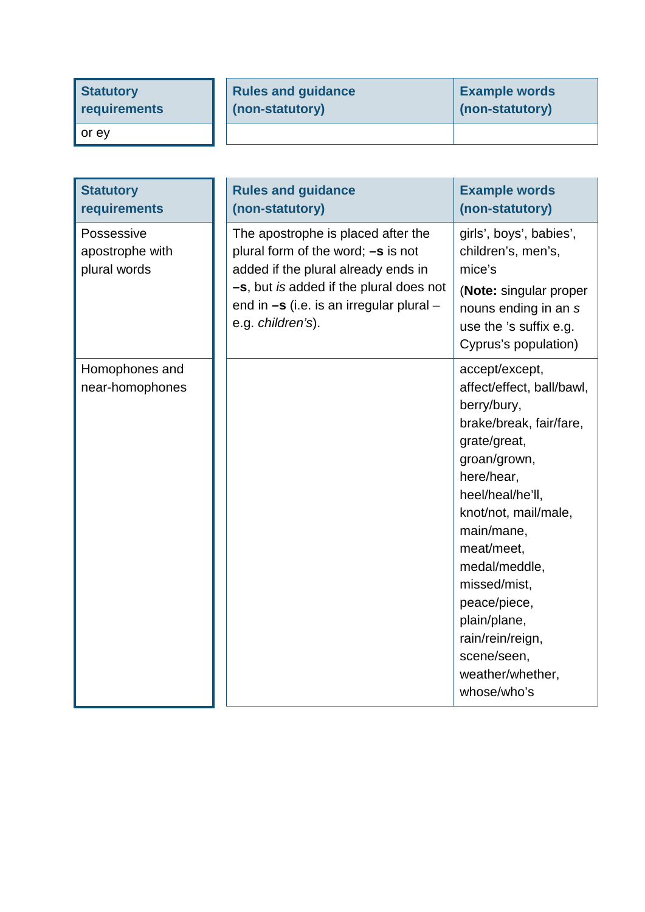| Statutory requirements | Rules and guidance (non-statutory) | Example words (non-statutory) |
| --- | --- | --- |
| or ey | | |

| Statutory requirements | Rules and guidance (non-statutory) | Example words (non-statutory) |
| --- | --- | --- |
| Possessive apostrophe with plural words | The apostrophe is placed after the plural form of the word; **–s** is not added if the plural already ends in **–s**, but *is* added if the plural does not end in **–s** (i.e. is an irregular plural – e.g. *children's*). | girls', boys', babies', children's, men's, mice's (**Note:** singular proper nouns ending in an *s* use the 's suffix e.g. Cyprus's population) |
| Homophones and near-homophones | | accept/except, affect/effect, ball/bawl, berry/bury, brake/break, fair/fare, grate/great, groan/grown, here/hear, heel/heal/he'll, knot/not, mail/male, main/mane, meat/meet, medal/meddle, missed/mist, peace/piece, plain/plane, rain/rein/reign, scene/seen, weather/whether, whose/who's |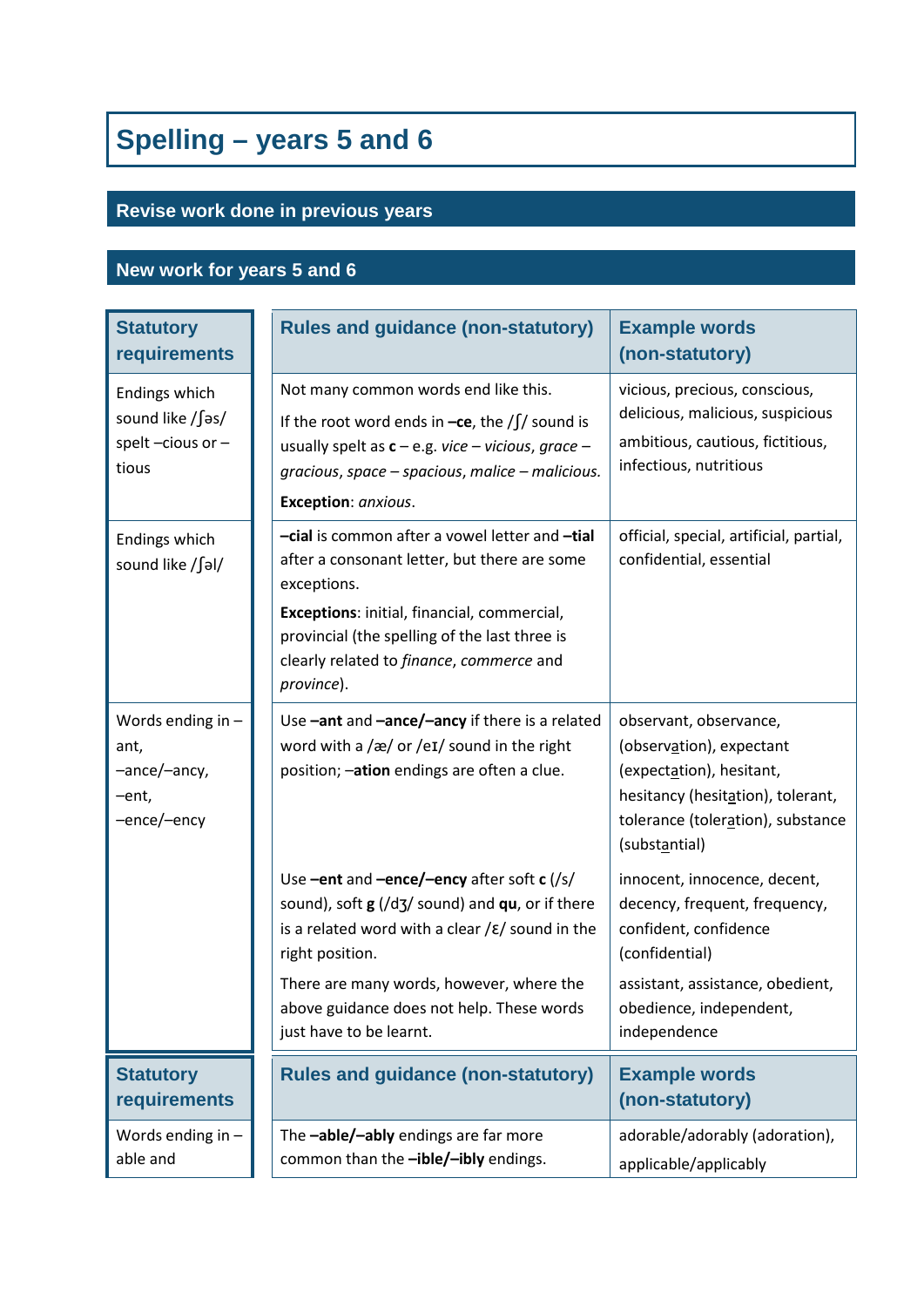# Spelling – years 5 and 6

## Revise work done in previous years

## New work for years 5 and 6

| Statutory requirements | Rules and guidance (non-statutory) | Example words (non-statutory) |
|---|---|---|
| Endings which sound like /ʃəs/ spelt –cious or –tious | Not many common words end like this.<br>If the root word ends in **–ce**, the /ʃ/ sound is usually spelt as **c** – e.g. *vice – vicious*, *grace – gracious*, *space – spacious*, *malice – malicious.*<br>**Exception**: *anxious*. | vicious, precious, conscious, delicious, malicious, suspicious<br>ambitious, cautious, fictitious, infectious, nutritious |
| Endings which sound like /ʃəl/ | **–cial** is common after a vowel letter and **–tial** after a consonant letter, but there are some exceptions.<br>**Exceptions**: initial, financial, commercial, provincial (the spelling of the last three is clearly related to *finance*, *commerce* and *province*). | official, special, artificial, partial, confidential, essential |
| Words ending in –ant, –ance/–ancy, –ent, –ence/–ency | Use **–ant** and **–ance/–ancy** if there is a related word with a /æ/ or /eɪ/ sound in the right position; –**ation** endings are often a clue. | observant, observance, (observation), expectant (expectation), hesitant, hesitancy (hesitation), tolerant, tolerance (toleration), substance (substantial) |
| | Use **–ent** and **–ence/–ency** after soft **c** (/s/ sound), soft **g** (/dʒ/ sound) and **qu**, or if there is a related word with a clear /ɛ/ sound in the right position.<br>There are many words, however, where the above guidance does not help. These words just have to be learnt. | innocent, innocence, decent, decency, frequent, frequency, confident, confidence (confidential)<br>assistant, assistance, obedient, obedience, independent, independence |

| Statutory requirements | Rules and guidance (non-statutory) | Example words (non-statutory) |
|---|---|---|
| Words ending in –able and | The **–able/–ably** endings are far more common than the **–ible/–ibly** endings. | adorable/adorably (adoration), applicable/applicably |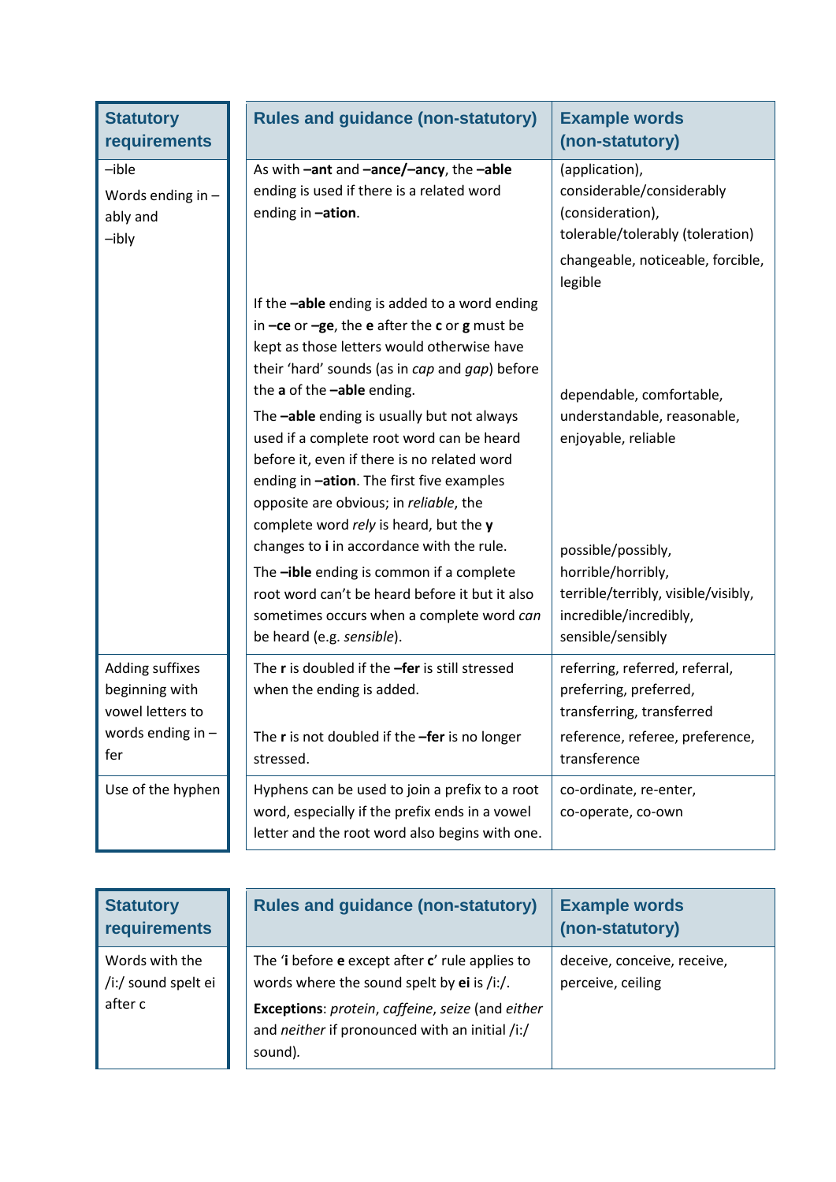| Statutory requirements | Rules and guidance (non-statutory) | Example words (non-statutory) |
|---|---|---|
| –ible<br><br>Words ending in –ably and –ibly | As with **–ant** and **–ance/–ancy**, the **–able** ending is used if there is a related word ending in **–ation**. | (application), considerable/considerably (consideration), tolerable/tolerably (toleration) |
| | If the **–able** ending is added to a word ending in **–ce** or **–ge**, the **e** after the **c** or **g** must be kept as those letters would otherwise have their 'hard' sounds (as in *cap* and *gap*) before the **a** of the **–able** ending. | changeable, noticeable, forcible, legible |
| | The **–able** ending is usually but not always used if a complete root word can be heard before it, even if there is no related word ending in **–ation**. The first five examples opposite are obvious; in *reliable*, the complete word *rely* is heard, but the **y** changes to **i** in accordance with the rule. | dependable, comfortable, understandable, reasonable, enjoyable, reliable |
| | The **–ible** ending is common if a complete root word can't be heard before it but it also sometimes occurs when a complete word *can* be heard (e.g. *sensible*). | possible/possibly, horrible/horribly, terrible/terribly, visible/visibly, incredible/incredibly, sensible/sensibly |
| Adding suffixes beginning with vowel letters to words ending in –fer | The **r** is doubled if the **–fer** is still stressed when the ending is added. | referring, referred, referral, preferring, preferred, transferring, transferred |
| | The **r** is not doubled if the **–fer** is no longer stressed. | reference, referee, preference, transference |
| Use of the hyphen | Hyphens can be used to join a prefix to a root word, especially if the prefix ends in a vowel letter and the root word also begins with one. | co-ordinate, re-enter, co-operate, co-own |

| Statutory requirements | Rules and guidance (non-statutory) | Example words (non-statutory) |
|---|---|---|
| Words with the /i:/ sound spelt ei after c | The '**i** before **e** except after **c**' rule applies to words where the sound spelt by **ei** is /i:/.<br><br>**Exceptions**: *protein*, *caffeine*, *seize* (and *either* and *neither* if pronounced with an initial /i:/ sound). | deceive, conceive, receive, perceive, ceiling |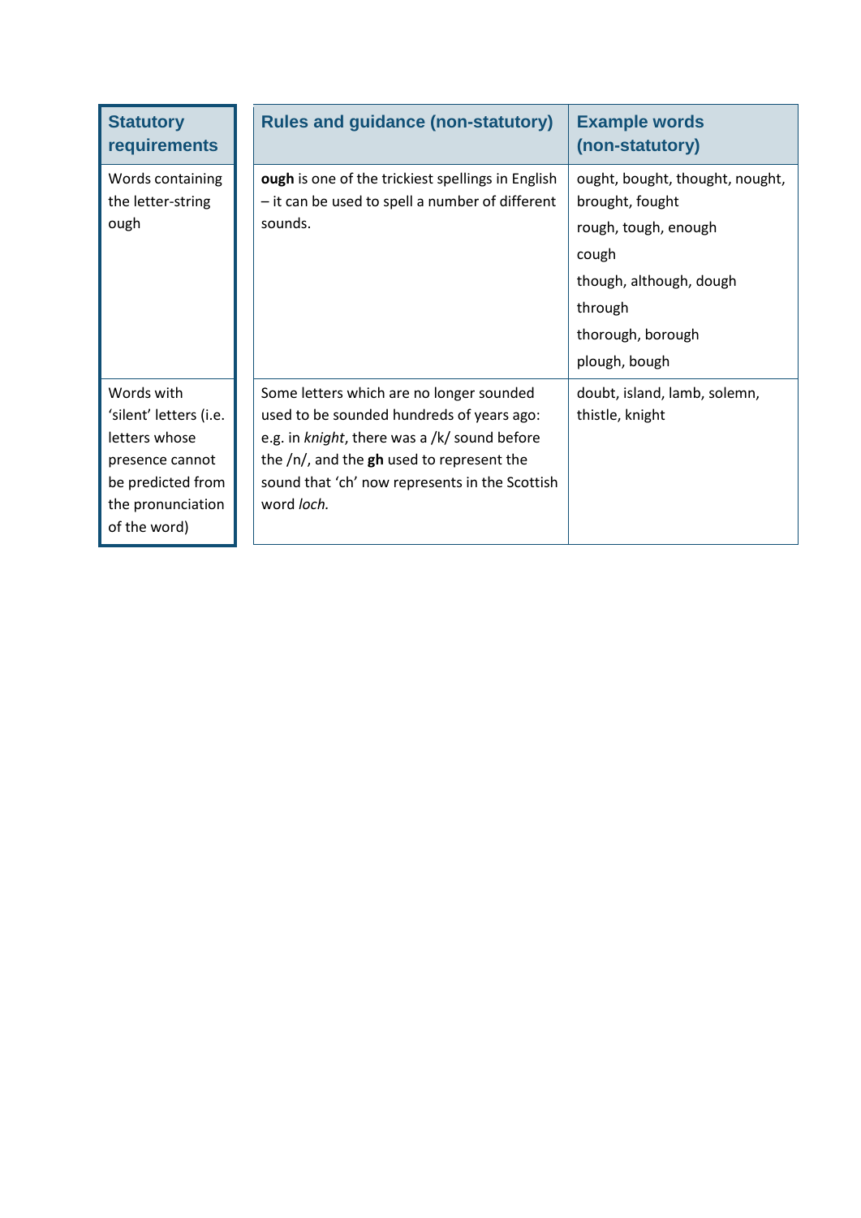| Statutory requirements | Rules and guidance (non-statutory) | Example words (non-statutory) |
|---|---|---|
| Words containing the letter-string ough | **ough** is one of the trickiest spellings in English – it can be used to spell a number of different sounds. | ought, bought, thought, nought, brought, fought<br>rough, tough, enough<br>cough<br>though, although, dough<br>through<br>thorough, borough<br>plough, bough |
| Words with 'silent' letters (i.e. letters whose presence cannot be predicted from the pronunciation of the word) | Some letters which are no longer sounded used to be sounded hundreds of years ago: e.g. in *knight*, there was a /k/ sound before the /n/, and the **gh** used to represent the sound that 'ch' now represents in the Scottish word *loch.* | doubt, island, lamb, solemn, thistle, knight |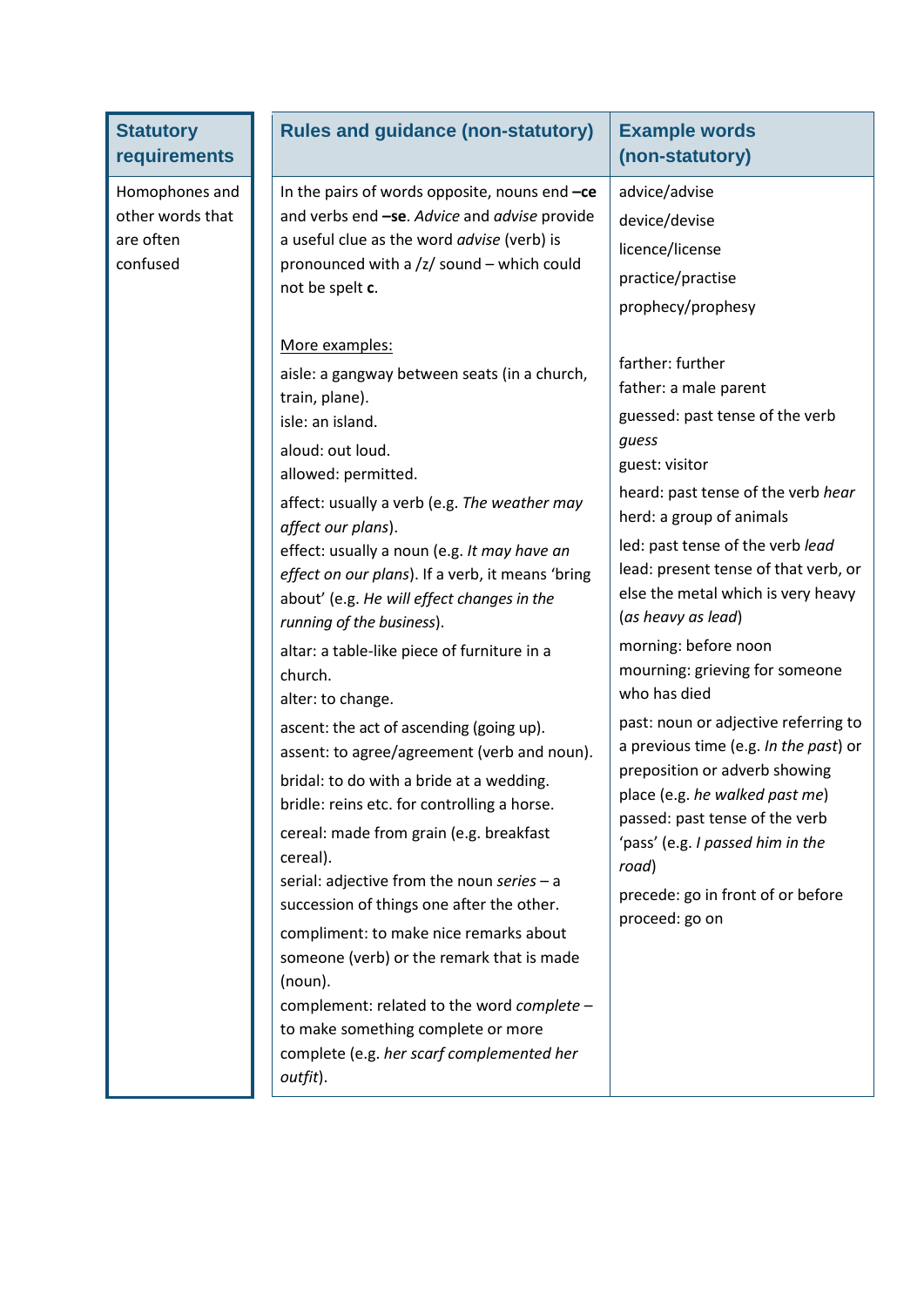| Statutory requirements | Rules and guidance (non-statutory) | Example words (non-statutory) |
|---|---|---|
| Homophones and other words that are often confused | In the pairs of words opposite, nouns end **–ce** and verbs end **–se**. *Advice* and *advise* provide a useful clue as the word *advise* (verb) is pronounced with a /z/ sound – which could not be spelt **c**.<br><br>More examples:<br>aisle: a gangway between seats (in a church, train, plane).<br>isle: an island.<br>aloud: out loud.<br>allowed: permitted.<br>affect: usually a verb (e.g. *The weather may affect our plans*).<br>effect: usually a noun (e.g. *It may have an effect on our plans*). If a verb, it means 'bring about' (e.g. *He will effect changes in the running of the business*).<br>altar: a table-like piece of furniture in a church.<br>alter: to change.<br>ascent: the act of ascending (going up).<br>assent: to agree/agreement (verb and noun).<br>bridal: to do with a bride at a wedding.<br>bridle: reins etc. for controlling a horse.<br>cereal: made from grain (e.g. breakfast cereal).<br>serial: adjective from the noun *series* – a succession of things one after the other.<br>compliment: to make nice remarks about someone (verb) or the remark that is made (noun).<br>complement: related to the word *complete* – to make something complete or more complete (e.g. *her scarf complemented her outfit*). | advice/advise<br>device/devise<br>licence/license<br>practice/practise<br>prophecy/prophesy<br><br>farther: further<br>father: a male parent<br>guessed: past tense of the verb *guess*<br>guest: visitor<br>heard: past tense of the verb *hear*<br>herd: a group of animals<br>led: past tense of the verb *lead*<br>lead: present tense of that verb, or else the metal which is very heavy (*as heavy as lead*)<br>morning: before noon<br>mourning: grieving for someone who has died<br>past: noun or adjective referring to a previous time (e.g. *In the past*) or preposition or adverb showing place (e.g. *he walked past me*)<br>passed: past tense of the verb 'pass' (e.g. *I passed him in the road*)<br>precede: go in front of or before<br>proceed: go on |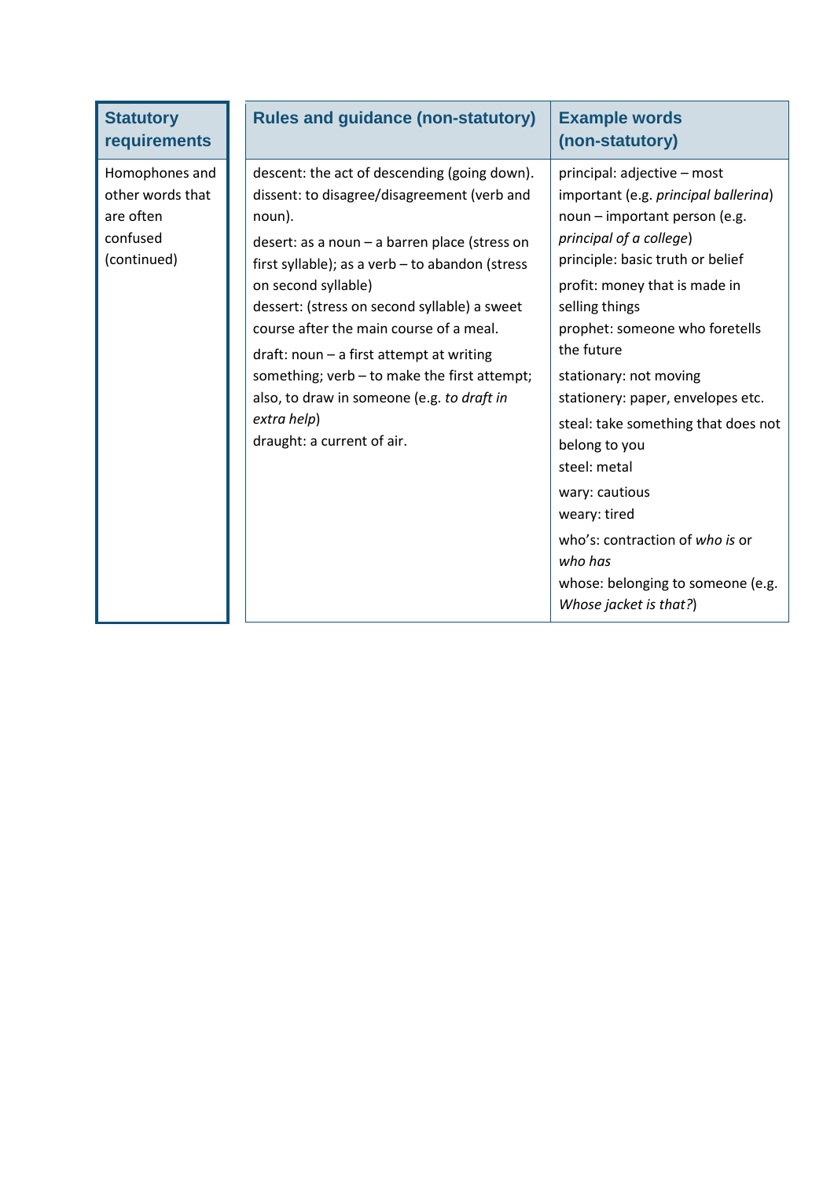| Statutory requirements | Rules and guidance (non-statutory) | Example words (non-statutory) |
|---|---|---|
| Homophones and other words that are often confused (continued) | descent: the act of descending (going down).<br>dissent: to disagree/disagreement (verb and noun).<br><br>desert: as a noun – a barren place (stress on first syllable); as a verb – to abandon (stress on second syllable)<br>dessert: (stress on second syllable) a sweet course after the main course of a meal.<br><br>draft: noun – a first attempt at writing something; verb – to make the first attempt; also, to draw in someone (e.g. *to draft in extra help*)<br>draught: a current of air. | principal: adjective – most important (e.g. *principal ballerina*) noun – important person (e.g. *principal of a college*)<br>principle: basic truth or belief<br><br>profit: money that is made in selling things<br>prophet: someone who foretells the future<br><br>stationary: not moving<br>stationery: paper, envelopes etc.<br><br>steal: take something that does not belong to you<br>steel: metal<br><br>wary: cautious<br>weary: tired<br><br>who's: contraction of *who is* or *who has*<br>whose: belonging to someone (e.g. *Whose jacket is that?*) |